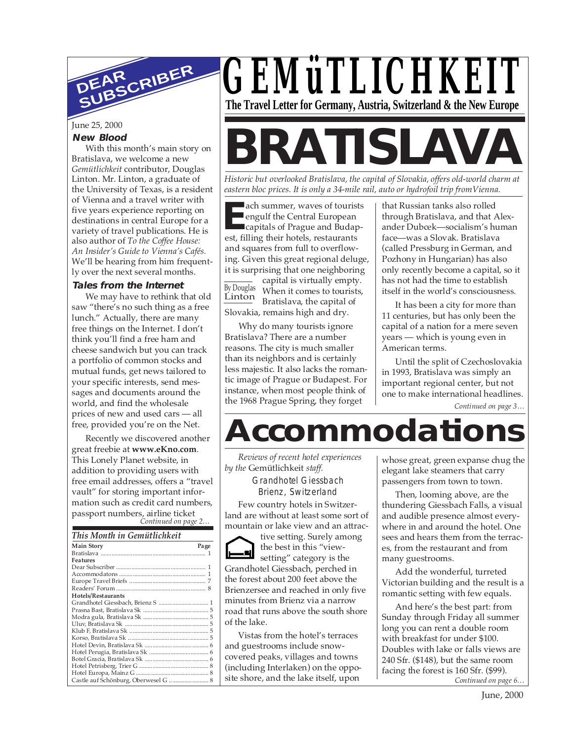# GEMüTLICHKEIT

**The Travel Letter for Germany, Austria, Switzerland & the New Europe**

## DEAR SUBSCRIBER

June 25, 2000

### New Blood

With this month's main story on Bratislava, we welcome a new *Gemütlichkeit* contributor, Douglas Linton. Mr. Linton, a graduate of the University of Texas, is a resident of Vienna and a travel writer with five years experience reporting on destinations in central Europe for a variety of travel publications. He is also author of *To the Coffee House: An Insider's Guide to Vienna's Cafés.* We'll be hearing from him frequently over the next several months.

### Tales from the Internet

We may have to rethink that old saw "there's no such thing as a free lunch." Actually, there are many free things on the Internet. I don't think you'll find a free ham and cheese sandwich but you can track a portfolio of common stocks and mutual funds, get news tailored to your specific interests, send messages and documents around the world, and find the wholesale prices of new and used cars — all free, provided you're on the Net.

Recently we discovered another great freebie at **www.eKno.com**. This Lonely Planet website, in addition to providing users with free email addresses, offers a "travel vault" for storing important information such as credit card numbers, passport numbers, airline ticket

*Continued on page 2…*

### This Month in Gemütlichkeit

| | Page |
|---|---|
| **Main Story** | |
| Bratislava | 1 |
| **Features** | |
| Dear Subscriber | 1 |
| Accommodatons | 1 |
| Europe Travel Briefs | 7 |
| Readers' Forum | 8 |
| **Hotels/Restaurants** | |
| Grandhotel Giessbach, Brienz S | 1 |
| Prasna Bast, Bratislava Sk | 5 |
| Modra gula, Bratislava Sk | 5 |
| Uluv, Bratislava Sk | 5 |
| Klub F, Bratislava Sk | 5 |
| Korso, Bratislava Sk | 5 |
| Hotel Devin, Bratislava Sk | 6 |
| Hotel Perugia, Bratislava Sk | 6 |
| Botel Gracia, Bratislava Sk | 6 |
| Hotel Petrisberg, Trier G | 8 |
| Hotel Europa, Mainz G | 8 |
| Castle auf Schönburg, Oberwesel G | 8 |

# BRATISLAVA

*Historic but overlooked Bratislava, the capital of Slovakia, offers old-world charm at eastern bloc prices. It is only a 34-mile rail, auto or hydrofoil trip fromVienna.*

By Douglas Linton

Each summer, waves of tourists engulf the Central European capitals of Prague and Budapest, filling their hotels, restaurants and squares from full to overflowing. Given this great regional deluge, it is surprising that one neighboring capital is virtually empty. When it comes to tourists, Bratislava, the capital of Slovakia, remains high and dry.

Why do many tourists ignore Bratislava? There are a number reasons. The city is much smaller than its neighbors and is certainly less majestic. It also lacks the romantic image of Prague or Budapest. For instance, when most people think of the 1968 Prague Spring, they forget that Russian tanks also rolled through Bratislava, and that Alexander Dubcek—socialism's human face—was a Slovak. Bratislava (called Pressburg in German, and Pozhony in Hungarian) has also only recently become a capital, so it has not had the time to establish itself in the world's consciousness.

It has been a city for more than 11 centuries, but has only been the capital of a nation for a mere seven years — which is young even in American terms.

Until the split of Czechoslovakia in 1993, Bratislava was simply an important regional center, but not one to make international headlines.

*Continued on page 3…*

# Accommodations

*Reviews of recent hotel experiences by the* Gemütlichkeit *staff.*

### Grandhotel Giessbach
### Brienz, Switzerland

Few country hotels in Switzerland are without at least some sort of mountain or lake view and an attractive setting. Surely among the best in this "view-setting" category is the Grandhotel Giessbach, perched in the forest about 200 feet above the Brienzersee and reached in only five minutes from Brienz via a narrow road that runs above the south shore of the lake.

Vistas from the hotel's terraces and guestrooms include snow-covered peaks, villages and towns (including Interlaken) on the opposite shore, and the lake itself, upon whose great, green expanse chug the elegant lake steamers that carry passengers from town to town.

Then, looming above, are the thundering Giessbach Falls, a visual and audible presence almost everywhere in and around the hotel. One sees and hears them from the terraces, from the restaurant and from many guestrooms.

Add the wonderful, turreted Victorian building and the result is a romantic setting with few equals.

And here's the best part: from Sunday through Friday all summer long you can rent a double room with breakfast for under $100. Doubles with lake or falls views are 240 Sfr. ($148), but the same room facing the forest is 160 Sfr. ($99).

*Continued on page 6…*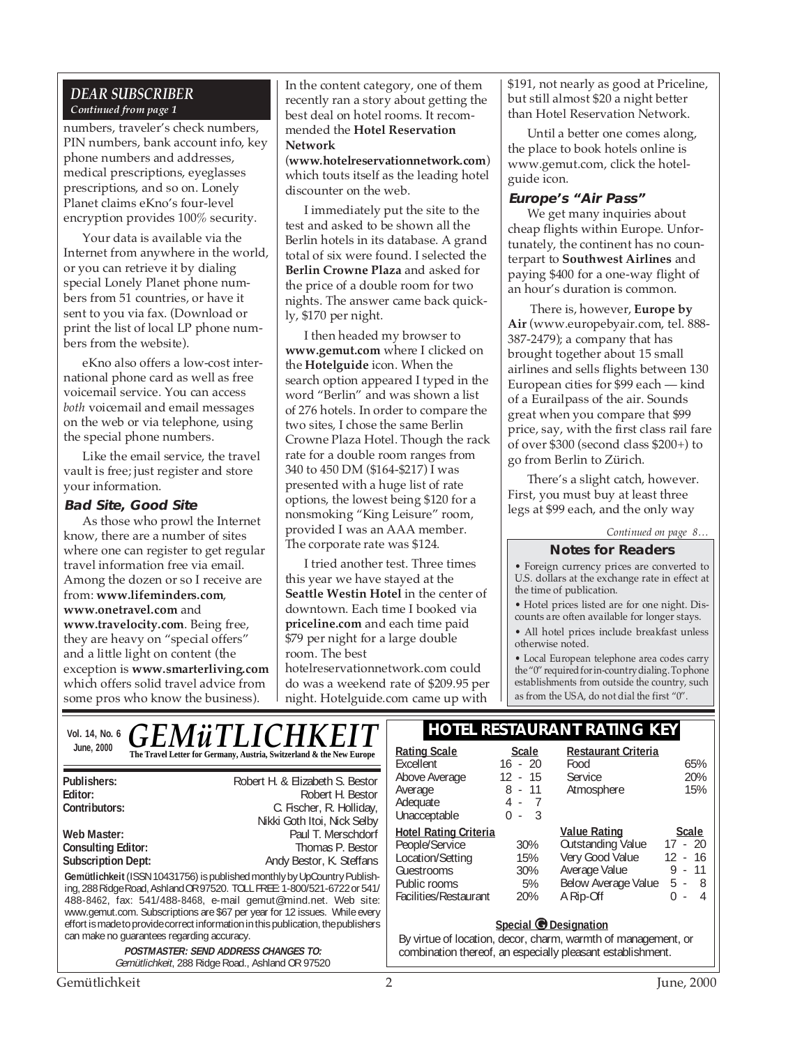## DEAR SUBSCRIBER

*Continued from page 1*

numbers, traveler's check numbers, PIN numbers, bank account info, key phone numbers and addresses, medical prescriptions, eyeglasses prescriptions, and so on. Lonely Planet claims eKno's four-level encryption provides 100% security.

Your data is available via the Internet from anywhere in the world, or you can retrieve it by dialing special Lonely Planet phone numbers from 51 countries, or have it sent to you via fax. (Download or print the list of local LP phone numbers from the website).

eKno also offers a low-cost international phone card as well as free voicemail service. You can access *both* voicemail and email messages on the web or via telephone, using the special phone numbers.

Like the email service, the travel vault is free; just register and store your information.

### Bad Site, Good Site

As those who prowl the Internet know, there are a number of sites where one can register to get regular travel information free via email. Among the dozen or so I receive are from: **www.lifeminders.com**, **www.onetravel.com** and **www.travelocity.com**. Being free, they are heavy on "special offers" and a little light on content (the exception is **www.smarterliving.com** which offers solid travel advice from some pros who know the business).

In the content category, one of them recently ran a story about getting the best deal on hotel rooms. It recommended the **Hotel Reservation Network** (**www.hotelreservationnetwork.com**) which touts itself as the leading hotel discounter on the web.

I immediately put the site to the test and asked to be shown all the Berlin hotels in its database. A grand total of six were found. I selected the **Berlin Crowne Plaza** and asked for the price of a double room for two nights. The answer came back quickly, $170 per night.

I then headed my browser to **www.gemut.com** where I clicked on the **Hotelguide** icon. When the search option appeared I typed in the word "Berlin" and was shown a list of 276 hotels. In order to compare the two sites, I chose the same Berlin Crowne Plaza Hotel. Though the rack rate for a double room ranges from 340 to 450 DM ($164-$217) I was presented with a huge list of rate options, the lowest being $120 for a nonsmoking "King Leisure" room, provided I was an AAA member. The corporate rate was $124.

I tried another test. Three times this year we have stayed at the **Seattle Westin Hotel** in the center of downtown. Each time I booked via **priceline.com** and each time paid $79 per night for a large double room. The best hotelreservationnetwork.com could do was a weekend rate of $209.95 per night. Hotelguide.com came up with $191, not nearly as good at Priceline, but still almost $20 a night better than Hotel Reservation Network.

Until a better one comes along, the place to book hotels online is www.gemut.com, click the hotelguide icon.

### Europe's "Air Pass"

We get many inquiries about cheap flights within Europe. Unfortunately, the continent has no counterpart to **Southwest Airlines** and paying $400 for a one-way flight of an hour's duration is common.

There is, however, **Europe by Air** (www.europebyair.com, tel. 888-387-2479); a company that has brought together about 15 small airlines and sells flights between 130 European cities for $99 each — kind of a Eurailpass of the air. Sounds great when you compare that $99 price, say, with the first class rail fare of over $300 (second class $200+) to go from Berlin to Zürich.

There's a slight catch, however. First, you must buy at least three legs at $99 each, and the only way

*Continued on page 8…*

### Notes for Readers

- Foreign currency prices are converted to U.S. dollars at the exchange rate in effect at the time of publication.
- Hotel prices listed are for one night. Discounts are often available for longer stays.
- All hotel prices include breakfast unless otherwise noted.
- Local European telephone area codes carry the "0" required for in-country dialing. To phone establishments from outside the country, such as from the USA, do not dial the first "0".

---

Vol. 14, No. 6
June, 2000

# GEMüTLICHKEIT

**The Travel Letter for Germany, Austria, Switzerland & the New Europe**

| | |
|---|---|
| **Publishers:** | Robert H. & Elizabeth S. Bestor |
| **Editor:** | Robert H. Bestor |
| **Contributors:** | C. Fischer, R. Holliday, Nikki Goth Itoi, Nick Selby |
| **Web Master:** | Paul T. Merschdorf |
| **Consulting Editor:** | Thomas P. Bestor |
| **Subscription Dept:** | Andy Bestor, K. Steffans |

**Gemütlichkeit** (ISSN 10431756) is published monthly by UpCountry Publishing, 288 Ridge Road, Ashland OR 97520. TOLL FREE: 1-800/521-6722 or 541/488-8462, fax: 541/488-8468, e-mail gemut@mind.net. Web site: www.gemut.com. Subscriptions are $67 per year for 12 issues. While every effort is made to provide correct information in this publication, the publishers can make no guarantees regarding accuracy.

**POSTMASTER: SEND ADDRESS CHANGES TO:**
*Gemütlichkeit*, 288 Ridge Road., Ashland OR 97520

## HOTEL RESTAURANT RATING KEY

| Rating Scale | Scale |
|---|---|
| Excellent | 16 - 20 |
| Above Average | 12 - 15 |
| Average | 8 - 11 |
| Adequate | 4 - 7 |
| Unacceptable | 0 - 3 |

| Restaurant Criteria | |
|---|---|
| Food | 65% |
| Service | 20% |
| Atmosphere | 15% |

| Hotel Rating Criteria | |
|---|---|
| People/Service | 30% |
| Location/Setting | 15% |
| Guestrooms | 30% |
| Public rooms | 5% |
| Facilities/Restaurant | 20% |

| Value Rating | Scale |
|---|---|
| Outstanding Value | 17 - 20 |
| Very Good Value | 12 - 16 |
| Average Value | 9 - 11 |
| Below Average Value | 5 - 8 |
| A Rip-Off | 0 - 4 |

**Special G Designation**

By virtue of location, decor, charm, warmth of management, or combination thereof, an especially pleasant establishment.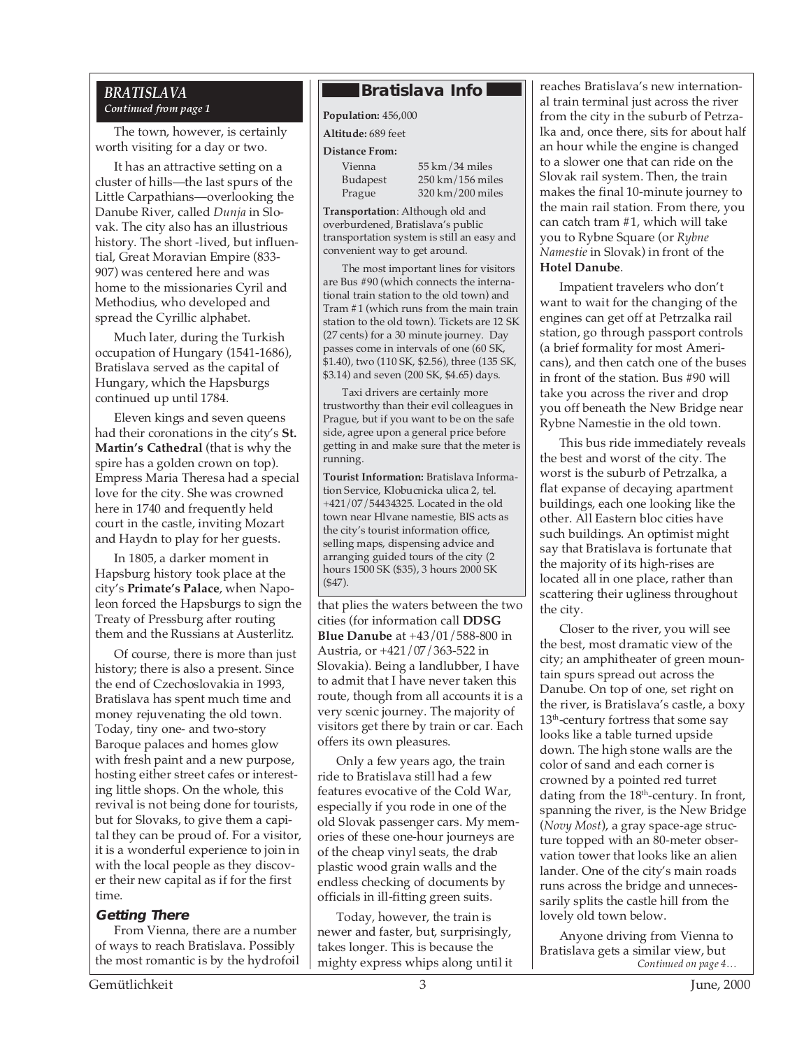## BRATISLAVA

*Continued from page 1*

The town, however, is certainly worth visiting for a day or two.

It has an attractive setting on a cluster of hills—the last spurs of the Little Carpathians—overlooking the Danube River, called *Dunja* in Slovak. The city also has an illustrious history. The short -lived, but influential, Great Moravian Empire (833-907) was centered here and was home to the missionaries Cyril and Methodius, who developed and spread the Cyrillic alphabet.

Much later, during the Turkish occupation of Hungary (1541-1686), Bratislava served as the capital of Hungary, which the Hapsburgs continued up until 1784.

Eleven kings and seven queens had their coronations in the city's **St. Martin's Cathedral** (that is why the spire has a golden crown on top). Empress Maria Theresa had a special love for the city. She was crowned here in 1740 and frequently held court in the castle, inviting Mozart and Haydn to play for her guests.

In 1805, a darker moment in Hapsburg history took place at the city's **Primate's Palace**, when Napoleon forced the Hapsburgs to sign the Treaty of Pressburg after routing them and the Russians at Austerlitz.

Of course, there is more than just history; there is also a present. Since the end of Czechoslovakia in 1993, Bratislava has spent much time and money rejuvenating the old town. Today, tiny one- and two-story Baroque palaces and homes glow with fresh paint and a new purpose, hosting either street cafes or interesting little shops. On the whole, this revival is not being done for tourists, but for Slovaks, to give them a capital they can be proud of. For a visitor, it is a wonderful experience to join in with the local people as they discover their new capital as if for the first time.

### Getting There

From Vienna, there are a number of ways to reach Bratislava. Possibly the most romantic is by the hydrofoil that plies the waters between the two cities (for information call **DDSG Blue Danube** at +43/01/588-800 in Austria, or +421/07/363-522 in Slovakia). Being a landlubber, I have to admit that I have never taken this route, though from all accounts it is a very scenic journey. The majority of visitors get there by train or car. Each offers its own pleasures.

Only a few years ago, the train ride to Bratislava still had a few features evocative of the Cold War, especially if you rode in one of the old Slovak passenger cars. My memories of these one-hour journeys are of the cheap vinyl seats, the drab plastic wood grain walls and the endless checking of documents by officials in ill-fitting green suits.

Today, however, the train is newer and faster, but, surprisingly, takes longer. This is because the mighty express whips along until it reaches Bratislava's new international train terminal just across the river from the city in the suburb of Petrzalka and, once there, sits for about half an hour while the engine is changed to a slower one that can ride on the Slovak rail system. Then, the train makes the final 10-minute journey to the main rail station. From there, you can catch tram #1, which will take you to Rybne Square (or *Rybne Namestie* in Slovak) in front of the **Hotel Danube**.

Impatient travelers who don't want to wait for the changing of the engines can get off at Petrzalka rail station, go through passport controls (a brief formality for most Americans), and then catch one of the buses in front of the station. Bus #90 will take you across the river and drop you off beneath the New Bridge near Rybne Namestie in the old town.

This bus ride immediately reveals the best and worst of the city. The worst is the suburb of Petrzalka, a flat expanse of decaying apartment buildings, each one looking like the other. All Eastern bloc cities have such buildings. An optimist might say that Bratislava is fortunate that the majority of its high-rises are located all in one place, rather than scattering their ugliness throughout the city.

Closer to the river, you will see the best, most dramatic view of the city; an amphitheater of green mountain spurs spread out across the Danube. On top of one, set right on the river, is Bratislava's castle, a boxy 13th-century fortress that some say looks like a table turned upside down. The high stone walls are the color of sand and each corner is crowned by a pointed red turret dating from the 18th-century. In front, spanning the river, is the New Bridge (*Novy Most*), a gray space-age structure topped with an 80-meter observation tower that looks like an alien lander. One of the city's main roads runs across the bridge and unnecessarily splits the castle hill from the lovely old town below.

Anyone driving from Vienna to Bratislava gets a similar view, but

*Continued on page 4…*

---

### Bratislava Info

**Population:** 456,000

**Altitude:** 689 feet

**Distance From:**

| | |
|---|---|
| Vienna | 55 km/34 miles |
| Budapest | 250 km/156 miles |
| Prague | 320 km/200 miles |

**Transportation**: Although old and overburdened, Bratislava's public transportation system is still an easy and convenient way to get around.

The most important lines for visitors are Bus #90 (which connects the international train station to the old town) and Tram #1 (which runs from the main train station to the old town). Tickets are 12 SK (27 cents) for a 30 minute journey. Day passes come in intervals of one (60 SK, $1.40), two (110 SK, $2.56), three (135 SK, $3.14) and seven (200 SK, $4.65) days.

Taxi drivers are certainly more trustworthy than their evil colleagues in Prague, but if you want to be on the safe side, agree upon a general price before getting in and make sure that the meter is running.

**Tourist Information:** Bratislava Information Service, Klobucnicka ulica 2, tel. +421/07/54434325. Located in the old town near Hlvane namestie, BIS acts as the city's tourist information office, selling maps, dispensing advice and arranging guided tours of the city (2 hours 1500 SK ($35), 3 hours 2000 SK ($47).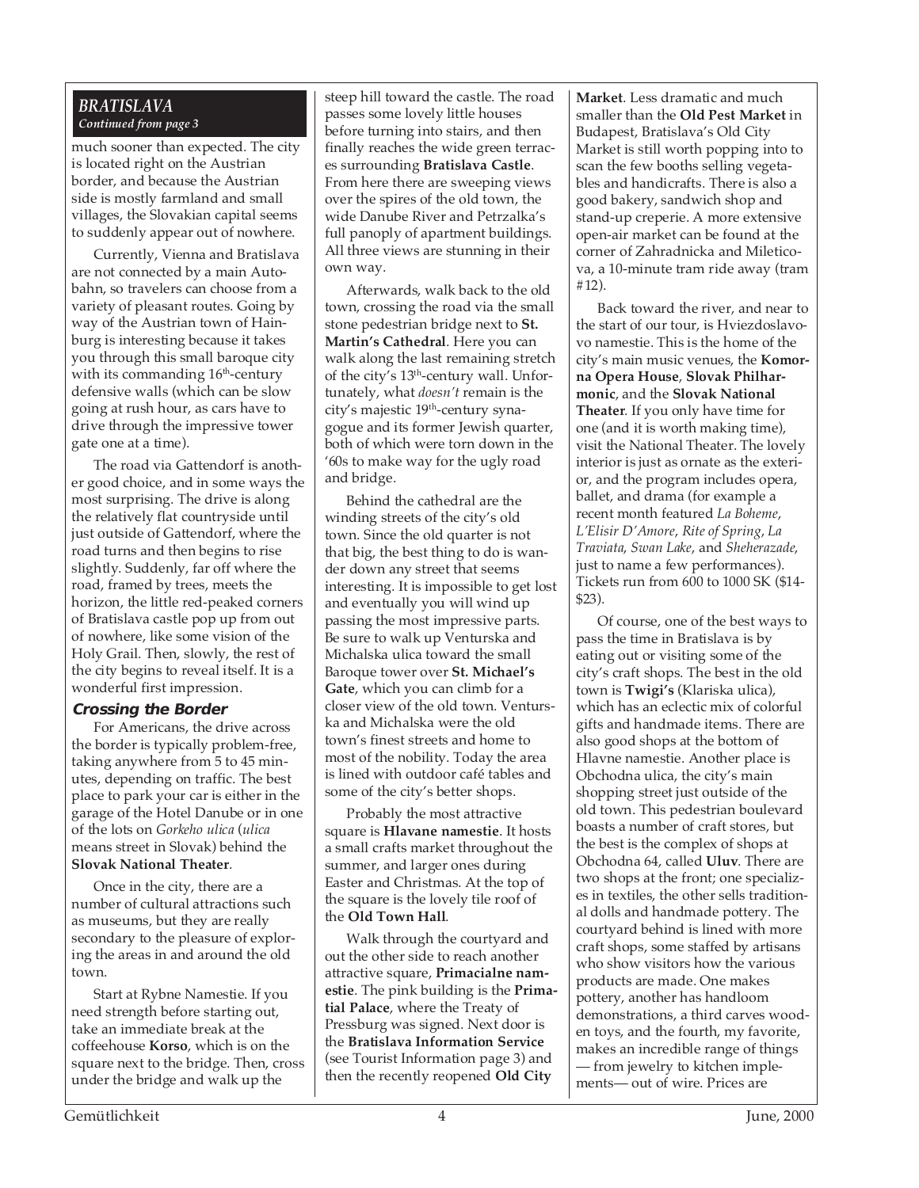*BRATISLAVA*
*Continued from page 3*

much sooner than expected. The city is located right on the Austrian border, and because the Austrian side is mostly farmland and small villages, the Slovakian capital seems to suddenly appear out of nowhere.

Currently, Vienna and Bratislava are not connected by a main Autobahn, so travelers can choose from a variety of pleasant routes. Going by way of the Austrian town of Hainburg is interesting because it takes you through this small baroque city with its commanding 16th-century defensive walls (which can be slow going at rush hour, as cars have to drive through the impressive tower gate one at a time).

The road via Gattendorf is another good choice, and in some ways the most surprising. The drive is along the relatively flat countryside until just outside of Gattendorf, where the road turns and then begins to rise slightly. Suddenly, far off where the road, framed by trees, meets the horizon, the little red-peaked corners of Bratislava castle pop up from out of nowhere, like some vision of the Holy Grail. Then, slowly, the rest of the city begins to reveal itself. It is a wonderful first impression.

### Crossing the Border

For Americans, the drive across the border is typically problem-free, taking anywhere from 5 to 45 minutes, depending on traffic. The best place to park your car is either in the garage of the Hotel Danube or in one of the lots on *Gorkeho ulica* (*ulica* means street in Slovak) behind the **Slovak National Theater**.

Once in the city, there are a number of cultural attractions such as museums, but they are really secondary to the pleasure of exploring the areas in and around the old town.

Start at Rybne Namestie. If you need strength before starting out, take an immediate break at the coffeehouse **Korso**, which is on the square next to the bridge. Then, cross under the bridge and walk up the steep hill toward the castle. The road passes some lovely little houses before turning into stairs, and then finally reaches the wide green terraces surrounding **Bratislava Castle**. From here there are sweeping views over the spires of the old town, the wide Danube River and Petrzalka's full panoply of apartment buildings. All three views are stunning in their own way.

Afterwards, walk back to the old town, crossing the road via the small stone pedestrian bridge next to **St. Martin's Cathedral**. Here you can walk along the last remaining stretch of the city's 13th-century wall. Unfortunately, what *doesn't* remain is the city's majestic 19th-century synagogue and its former Jewish quarter, both of which were torn down in the '60s to make way for the ugly road and bridge.

Behind the cathedral are the winding streets of the city's old town. Since the old quarter is not that big, the best thing to do is wander down any street that seems interesting. It is impossible to get lost and eventually you will wind up passing the most impressive parts. Be sure to walk up Venturska and Michalska ulica toward the small Baroque tower over **St. Michael's Gate**, which you can climb for a closer view of the old town. Venturska and Michalska were the old town's finest streets and home to most of the nobility. Today the area is lined with outdoor café tables and some of the city's better shops.

Probably the most attractive square is **Hlavane namestie**. It hosts a small crafts market throughout the summer, and larger ones during Easter and Christmas. At the top of the square is the lovely tile roof of the **Old Town Hall**.

Walk through the courtyard and out the other side to reach another attractive square, **Primacialne namestie**. The pink building is the **Primatial Palace**, where the Treaty of Pressburg was signed. Next door is the **Bratislava Information Service** (see Tourist Information page 3) and then the recently reopened **Old City Market**. Less dramatic and much smaller than the **Old Pest Market** in Budapest, Bratislava's Old City Market is still worth popping into to scan the few booths selling vegetables and handicrafts. There is also a good bakery, sandwich shop and stand-up creperie. A more extensive open-air market can be found at the corner of Zahradnicka and Mileticova, a 10-minute tram ride away (tram #12).

Back toward the river, and near to the start of our tour, is Hviezdoslavovo namestie. This is the home of the city's main music venues, the **Komorna Opera House**, **Slovak Philharmonic**, and the **Slovak National Theater**. If you only have time for one (and it is worth making time), visit the National Theater. The lovely interior is just as ornate as the exterior, and the program includes opera, ballet, and drama (for example a recent month featured *La Boheme*, *L'Elisir D'Amore*, *Rite of Spring*, *La Traviata*, *Swan Lake*, and *Sheherazade*, just to name a few performances). Tickets run from 600 to 1000 SK ($14-$23).

Of course, one of the best ways to pass the time in Bratislava is by eating out or visiting some of the city's craft shops. The best in the old town is **Twigi's** (Klariska ulica), which has an eclectic mix of colorful gifts and handmade items. There are also good shops at the bottom of Hlavne namestie. Another place is Obchodna ulica, the city's main shopping street just outside of the old town. This pedestrian boulevard boasts a number of craft stores, but the best is the complex of shops at Obchodna 64, called **Uluv**. There are two shops at the front; one specializes in textiles, the other sells traditional dolls and handmade pottery. The courtyard behind is lined with more craft shops, some staffed by artisans who show visitors how the various products are made. One makes pottery, another has handloom demonstrations, a third carves wooden toys, and the fourth, my favorite, makes an incredible range of things — from jewelry to kitchen implements— out of wire. Prices are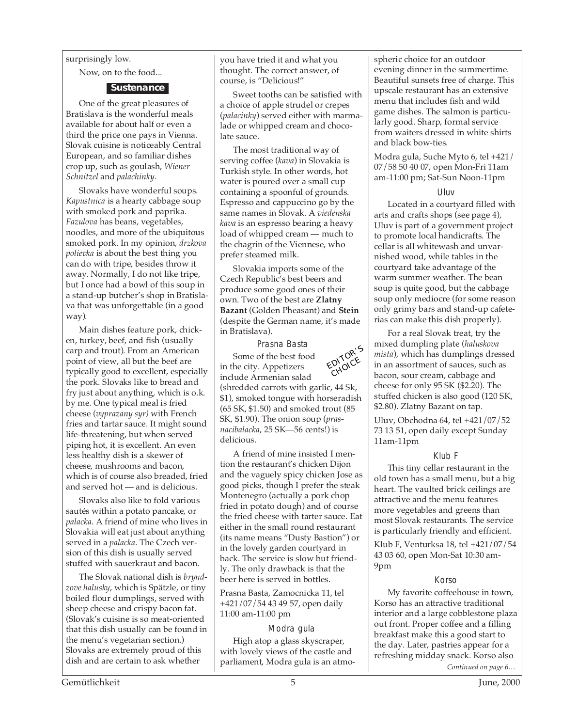surprisingly low.

Now, on to the food...

## Sustenance

One of the great pleasures of Bratislava is the wonderful meals available for about half or even a third the price one pays in Vienna. Slovak cuisine is noticeably Central European, and so familiar dishes crop up, such as goulash, *Wiener Schnitzel* and *palachinky*.

Slovaks have wonderful soups. *Kapustnica* is a hearty cabbage soup with smoked pork and paprika. *Fazulova* has beans, vegetables, noodles, and more of the ubiquitous smoked pork. In my opinion, *drzkova polievka* is about the best thing you can do with tripe, besides throw it away. Normally, I do not like tripe, but I once had a bowl of this soup in a stand-up butcher's shop in Bratislava that was unforgettable (in a good way).

Main dishes feature pork, chicken, turkey, beef, and fish (usually carp and trout). From an American point of view, all but the beef are typically good to excellent, especially the pork. Slovaks like to bread and fry just about anything, which is o.k. by me. One typical meal is fried cheese (*vyprazany syr)* with French fries and tartar sauce. It might sound life-threatening, but when served piping hot, it is excellent. An even less healthy dish is a skewer of cheese, mushrooms and bacon, which is of course also breaded, fried and served hot — and is delicious.

Slovaks also like to fold various sautés within a potato pancake, or *palacka*. A friend of mine who lives in Slovakia will eat just about anything served in a *palacka*. The Czech version of this dish is usually served stuffed with sauerkraut and bacon.

The Slovak national dish is *bryndzove halusky*, which is Spätzle, or tiny boiled flour dumplings, served with sheep cheese and crispy bacon fat. (Slovak's cuisine is so meat-oriented that this dish usually can be found in the menu's vegetarian section.) Slovaks are extremely proud of this dish and are certain to ask whether you have tried it and what you thought. The correct answer, of course, is "Delicious!"

Sweet tooths can be satisfied with a choice of apple strudel or crepes (*palacinky*) served either with marmalade or whipped cream and chocolate sauce.

The most traditional way of serving coffee (*kava*) in Slovakia is Turkish style. In other words, hot water is poured over a small cup containing a spoonful of grounds. Espresso and cappuccino go by the same names in Slovak. A *viedenska kava* is an espresso bearing a heavy load of whipped cream — much to the chagrin of the Viennese, who prefer steamed milk.

Slovakia imports some of the Czech Republic's best beers and produce some good ones of their own. Two of the best are **Zlatny Bazant** (Golden Pheasant) and **Stein** (despite the German name, it's made in Bratislava).

### Prasna Basta

EDITOR'S CHOICE

Some of the best food in the city. Appetizers include Armenian salad (shredded carrots with garlic, 44 Sk, $1), smoked tongue with horseradish (65 SK, $1.50) and smoked trout (85 SK, $1.90). The onion soup (*prasnacibalacka*, 25 SK—56 cents!) is delicious.

A friend of mine insisted I mention the restaurant's chicken Dijon and the vaguely spicy chicken Jose as good picks, though I prefer the steak Montenegro (actually a pork chop fried in potato dough) and of course the fried cheese with tarter sauce. Eat either in the small round restaurant (its name means "Dusty Bastion") or in the lovely garden courtyard in back. The service is slow but friendly. The only drawback is that the beer here is served in bottles.

Prasna Basta, Zamocnicka 11, tel +421/07/54 43 49 57, open daily 11:00 am-11:00 pm

### Modra gula

High atop a glass skyscraper, with lovely views of the castle and parliament, Modra gula is an atmospheric choice for an outdoor evening dinner in the summertime. Beautiful sunsets free of charge. This upscale restaurant has an extensive menu that includes fish and wild game dishes. The salmon is particularly good. Sharp, formal service from waiters dressed in white shirts and black bow-ties.

Modra gula, Suche Myto 6, tel +421/ 07/58 50 40 07, open Mon-Fri 11am am-11:00 pm; Sat-Sun Noon-11pm

### Uluv

Located in a courtyard filled with arts and crafts shops (see page 4), Uluv is part of a government project to promote local handicrafts. The cellar is all whitewash and unvarnished wood, while tables in the courtyard take advantage of the warm summer weather. The bean soup is quite good, but the cabbage soup only mediocre (for some reason only grimy bars and stand-up cafeterias can make this dish properly).

For a real Slovak treat, try the mixed dumpling plate (*haluskova mista*), which has dumplings dressed in an assortment of sauces, such as bacon, sour cream, cabbage and cheese for only 95 SK ($2.20). The stuffed chicken is also good (120 SK, $2.80). Zlatny Bazant on tap.

Uluv, Obchodna 64, tel +421/07/52 73 13 51, open daily except Sunday 11am-11pm

### Klub F

This tiny cellar restaurant in the old town has a small menu, but a big heart. The vaulted brick ceilings are attractive and the menu features more vegetables and greens than most Slovak restaurants. The service is particularly friendly and efficient.

Klub F, Venturksa 18, tel +421/07/54 43 03 60, open Mon-Sat 10:30 am-9pm

### Korso

My favorite coffeehouse in town, Korso has an attractive traditional interior and a large cobblestone plaza out front. Proper coffee and a filling breakfast make this a good start to the day. Later, pastries appear for a refreshing midday snack. Korso also

*Continued on page 6…*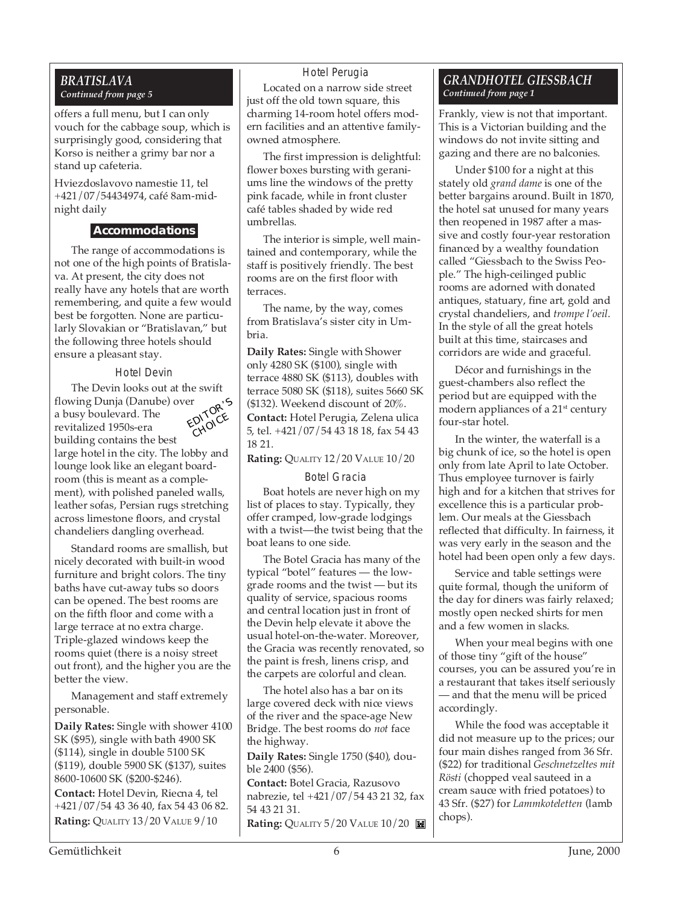## BRATISLAVA
*Continued from page 5*

offers a full menu, but I can only vouch for the cabbage soup, which is surprisingly good, considering that Korso is neither a grimy bar nor a stand up cafeteria.

Hviezdoslavovo namestie 11, tel +421/07/54434974, café 8am-midnight daily

### Accommodations

The range of accommodations is not one of the high points of Bratislava. At present, the city does not really have any hotels that are worth remembering, and quite a few would best be forgotten. None are particularly Slovakian or "Bratislavan," but the following three hotels should ensure a pleasant stay.

#### Hotel Devin

EDITOR'S CHOICE

The Devin looks out at the swift flowing Dunja (Danube) over a busy boulevard. The revitalized 1950s-era building contains the best large hotel in the city. The lobby and lounge look like an elegant boardroom (this is meant as a complement), with polished paneled walls, leather sofas, Persian rugs stretching across limestone floors, and crystal chandeliers dangling overhead.

Standard rooms are smallish, but nicely decorated with built-in wood furniture and bright colors. The tiny baths have cut-away tubs so doors can be opened. The best rooms are on the fifth floor and come with a large terrace at no extra charge. Triple-glazed windows keep the rooms quiet (there is a noisy street out front), and the higher you are the better the view.

Management and staff extremely personable.

**Daily Rates:** Single with shower 4100 SK ($95), single with bath 4900 SK ($114), single in double 5100 SK ($119), double 5900 SK ($137), suites 8600-10600 SK ($200-$246).

**Contact:** Hotel Devin, Riecna 4, tel +421/07/54 43 36 40, fax 54 43 06 82.

**Rating:** QUALITY 13/20 VALUE 9/10

#### Hotel Perugia

Located on a narrow side street just off the old town square, this charming 14-room hotel offers modern facilities and an attentive family-owned atmosphere.

The first impression is delightful: flower boxes bursting with geraniums line the windows of the pretty pink facade, while in front cluster café tables shaded by wide red umbrellas.

The interior is simple, well maintained and contemporary, while the staff is positively friendly. The best rooms are on the first floor with terraces.

The name, by the way, comes from Bratislava's sister city in Umbria.

**Daily Rates:** Single with Shower only 4280 SK ($100), single with terrace 4880 SK ($113), doubles with terrace 5080 SK ($118), suites 5660 SK ($132). Weekend discount of 20%.

**Contact:** Hotel Perugia, Zelena ulica 5, tel. +421/07/54 43 18 18, fax 54 43 18 21.

**Rating:** QUALITY 12/20 VALUE 10/20

#### Botel Gracia

Boat hotels are never high on my list of places to stay. Typically, they offer cramped, low-grade lodgings with a twist—the twist being that the boat leans to one side.

The Botel Gracia has many of the typical "botel" features — the low-grade rooms and the twist — but its quality of service, spacious rooms and central location just in front of the Devin help elevate it above the usual hotel-on-the-water. Moreover, the Gracia was recently renovated, so the paint is fresh, linens crisp, and the carpets are colorful and clean.

The hotel also has a bar on its large covered deck with nice views of the river and the space-age New Bridge. The best rooms do *not* face the highway.

**Daily Rates:** Single 1750 ($40), double 2400 ($56).

**Contact:** Botel Gracia, Razusovo nabrezie, tel +421/07/54 43 21 32, fax 54 43 21 31.

**Rating:** QUALITY 5/20 VALUE 10/20

## GRANDHOTEL GIESSBACH
*Continued from page 1*

Frankly, view is not that important. This is a Victorian building and the windows do not invite sitting and gazing and there are no balconies.

Under $100 for a night at this stately old *grand dame* is one of the better bargains around. Built in 1870, the hotel sat unused for many years then reopened in 1987 after a massive and costly four-year restoration financed by a wealthy foundation called "Giessbach to the Swiss People." The high-ceilinged public rooms are adorned with donated antiques, statuary, fine art, gold and crystal chandeliers, and *trompe l'oeil*. In the style of all the great hotels built at this time, staircases and corridors are wide and graceful.

Décor and furnishings in the guest-chambers also reflect the period but are equipped with the modern appliances of a 21st century four-star hotel.

In the winter, the waterfall is a big chunk of ice, so the hotel is open only from late April to late October. Thus employee turnover is fairly high and for a kitchen that strives for excellence this is a particular problem. Our meals at the Giessbach reflected that difficulty. In fairness, it was very early in the season and the hotel had been open only a few days.

Service and table settings were quite formal, though the uniform of the day for diners was fairly relaxed; mostly open necked shirts for men and a few women in slacks.

When your meal begins with one of those tiny "gift of the house" courses, you can be assured you're in a restaurant that takes itself seriously — and that the menu will be priced accordingly.

While the food was acceptable it did not measure up to the prices; our four main dishes ranged from 36 Sfr. ($22) for traditional *Geschnetzeltes mit Rösti* (chopped veal sauteed in a cream sauce with fried potatoes) to 43 Sfr. ($27) for *Lammkoteletten* (lamb chops).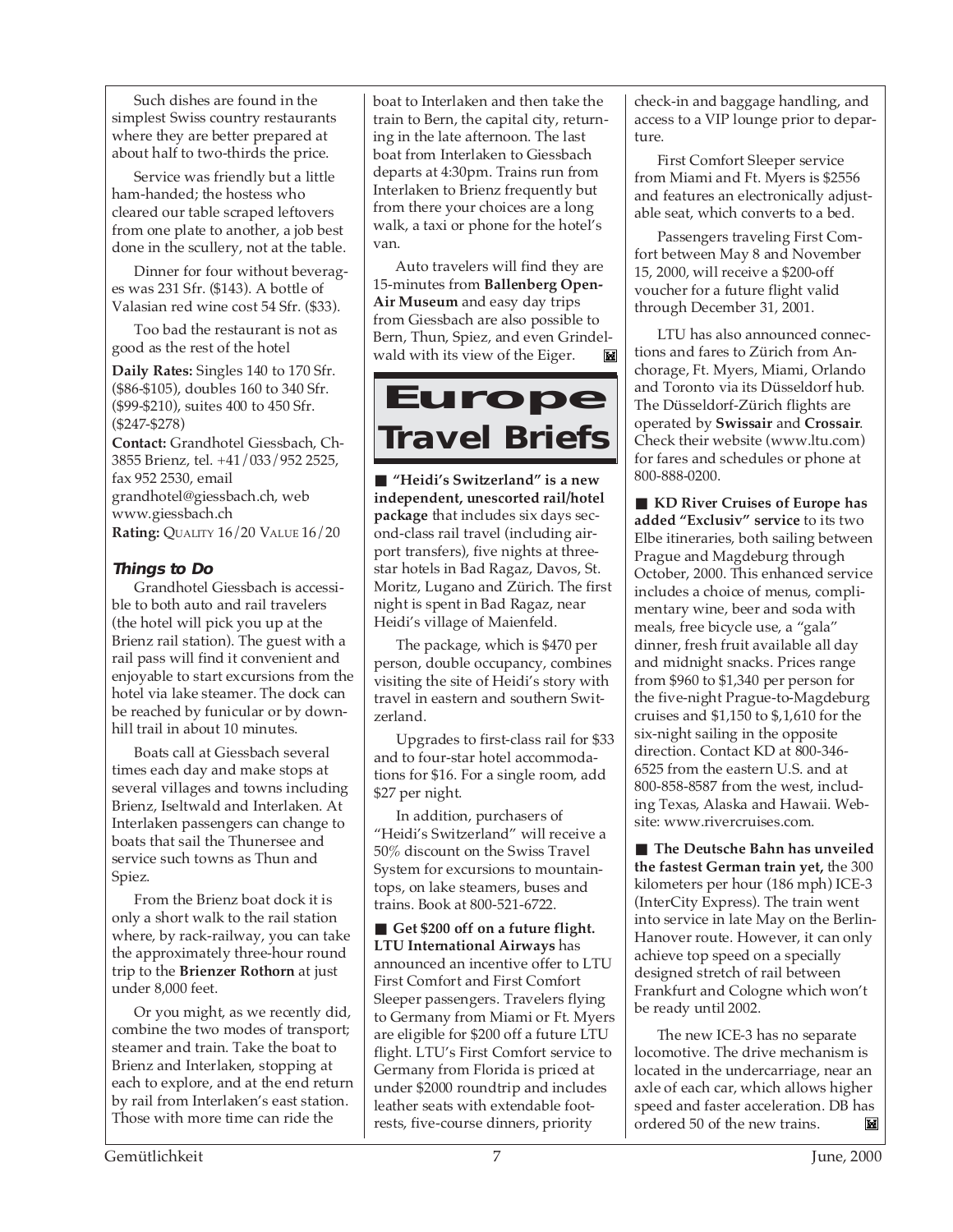Such dishes are found in the simplest Swiss country restaurants where they are better prepared at about half to two-thirds the price.

Service was friendly but a little ham-handed; the hostess who cleared our table scraped leftovers from one plate to another, a job best done in the scullery, not at the table.

Dinner for four without beverages was 231 Sfr. ($143). A bottle of Valasian red wine cost 54 Sfr. ($33).

Too bad the restaurant is not as good as the rest of the hotel

**Daily Rates:** Singles 140 to 170 Sfr. ($86-$105), doubles 160 to 340 Sfr. ($99-$210), suites 400 to 450 Sfr. ($247-$278)

**Contact:** Grandhotel Giessbach, Ch-3855 Brienz, tel. +41/033/952 2525, fax 952 2530, email grandhotel@giessbach.ch, web www.giessbach.ch

**Rating:** QUALITY 16/20 VALUE 16/20

### Things to Do

Grandhotel Giessbach is accessible to both auto and rail travelers (the hotel will pick you up at the Brienz rail station). The guest with a rail pass will find it convenient and enjoyable to start excursions from the hotel via lake steamer. The dock can be reached by funicular or by downhill trail in about 10 minutes.

Boats call at Giessbach several times each day and make stops at several villages and towns including Brienz, Iseltwald and Interlaken. At Interlaken passengers can change to boats that sail the Thunersee and service such towns as Thun and Spiez.

From the Brienz boat dock it is only a short walk to the rail station where, by rack-railway, you can take the approximately three-hour round trip to the **Brienzer Rothorn** at just under 8,000 feet.

Or you might, as we recently did, combine the two modes of transport; steamer and train. Take the boat to Brienz and Interlaken, stopping at each to explore, and at the end return by rail from Interlaken's east station. Those with more time can ride the boat to Interlaken and then take the train to Bern, the capital city, returning in the late afternoon. The last boat from Interlaken to Giessbach departs at 4:30pm. Trains run from Interlaken to Brienz frequently but from there your choices are a long walk, a taxi or phone for the hotel's van.

Auto travelers will find they are 15-minutes from **Ballenberg Open-Air Museum** and easy day trips from Giessbach are also possible to Bern, Thun, Spiez, and even Grindelwald with its view of the Eiger.

# Europe Travel Briefs

■ **"Heidi's Switzerland" is a new independent, unescorted rail/hotel package** that includes six days second-class rail travel (including airport transfers), five nights at three-star hotels in Bad Ragaz, Davos, St. Moritz, Lugano and Zürich. The first night is spent in Bad Ragaz, near Heidi's village of Maienfeld.

The package, which is $470 per person, double occupancy, combines visiting the site of Heidi's story with travel in eastern and southern Switzerland.

Upgrades to first-class rail for $33 and to four-star hotel accommodations for $16. For a single room, add $27 per night.

In addition, purchasers of "Heidi's Switzerland" will receive a 50% discount on the Swiss Travel System for excursions to mountaintops, on lake steamers, buses and trains. Book at 800-521-6722.

■ **Get $200 off on a future flight. LTU International Airways** has announced an incentive offer to LTU First Comfort and First Comfort Sleeper passengers. Travelers flying to Germany from Miami or Ft. Myers are eligible for $200 off a future LTU flight. LTU's First Comfort service to Germany from Florida is priced at under $2000 roundtrip and includes leather seats with extendable footrests, five-course dinners, priority check-in and baggage handling, and access to a VIP lounge prior to departure.

First Comfort Sleeper service from Miami and Ft. Myers is $2556 and features an electronically adjustable seat, which converts to a bed.

Passengers traveling First Comfort between May 8 and November 15, 2000, will receive a $200-off voucher for a future flight valid through December 31, 2001.

LTU has also announced connections and fares to Zürich from Anchorage, Ft. Myers, Miami, Orlando and Toronto via its Düsseldorf hub. The Düsseldorf-Zürich flights are operated by **Swissair** and **Crossair**. Check their website (www.ltu.com) for fares and schedules or phone at 800-888-0200.

■ **KD River Cruises of Europe has added "Exclusiv" service** to its two Elbe itineraries, both sailing between Prague and Magdeburg through October, 2000. This enhanced service includes a choice of menus, complimentary wine, beer and soda with meals, free bicycle use, a "gala" dinner, fresh fruit available all day and midnight snacks. Prices range from $960 to $1,340 per person for the five-night Prague-to-Magdeburg cruises and $1,150 to $,1,610 for the six-night sailing in the opposite direction. Contact KD at 800-346-6525 from the eastern U.S. and at 800-858-8587 from the west, including Texas, Alaska and Hawaii. Website: www.rivercruises.com.

■ **The Deutsche Bahn has unveiled the fastest German train yet,** the 300 kilometers per hour (186 mph) ICE-3 (InterCity Express). The train went into service in late May on the Berlin-Hanover route. However, it can only achieve top speed on a specially designed stretch of rail between Frankfurt and Cologne which won't be ready until 2002.

The new ICE-3 has no separate locomotive. The drive mechanism is located in the undercarriage, near an axle of each car, which allows higher speed and faster acceleration. DB has ordered 50 of the new trains.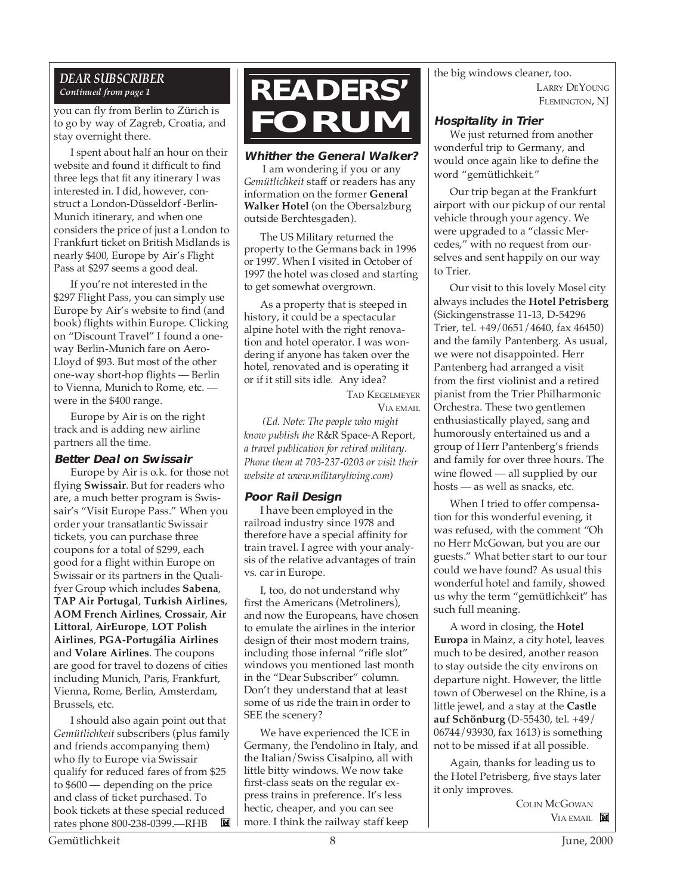## DEAR SUBSCRIBER
*Continued from page 1*

you can fly from Berlin to Zürich is to go by way of Zagreb, Croatia, and stay overnight there.

I spent about half an hour on their website and found it difficult to find three legs that fit any itinerary I was interested in. I did, however, construct a London-Düsseldorf -Berlin-Munich itinerary, and when one considers the price of just a London to Frankfurt ticket on British Midlands is nearly $400, Europe by Air's Flight Pass at $297 seems a good deal.

If you're not interested in the $297 Flight Pass, you can simply use Europe by Air's website to find (and book) flights within Europe. Clicking on "Discount Travel" I found a one-way Berlin-Munich fare on Aero-Lloyd of $93. But most of the other one-way short-hop flights — Berlin to Vienna, Munich to Rome, etc. — were in the $400 range.

Europe by Air is on the right track and is adding new airline partners all the time.

### Better Deal on Swissair

Europe by Air is o.k. for those not flying **Swissair**. But for readers who are, a much better program is Swissair's "Visit Europe Pass." When you order your transatlantic Swissair tickets, you can purchase three coupons for a total of $299, each good for a flight within Europe on Swissair or its partners in the Qualifyer Group which includes **Sabena**, **TAP Air Portugal**, **Turkish Airlines**, **AOM French Airlines**, **Crossair**, **Air Littoral**, **AirEurope**, **LOT Polish Airlines**, **PGA-Portugália Airlines** and **Volare Airlines**. The coupons are good for travel to dozens of cities including Munich, Paris, Frankfurt, Vienna, Rome, Berlin, Amsterdam, Brussels, etc.

I should also again point out that *Gemütlichkeit* subscribers (plus family and friends accompanying them) who fly to Europe via Swissair qualify for reduced fares of from $25 to $600 — depending on the price and class of ticket purchased. To book tickets at these special reduced rates phone 800-238-0399.—RHB

# READERS' FORUM

### Whither the General Walker?

I am wondering if you or any *Gemütlichkeit* staff or readers has any information on the former **General Walker Hotel** (on the Obersalzburg outside Berchtesgaden).

The US Military returned the property to the Germans back in 1996 or 1997. When I visited in October of 1997 the hotel was closed and starting to get somewhat overgrown.

As a property that is steeped in history, it could be a spectacular alpine hotel with the right renovation and hotel operator. I was wondering if anyone has taken over the hotel, renovated and is operating it or if it still sits idle. Any idea?

TAD KEGELMEYER
VIA EMAIL

*(Ed. Note: The people who might know publish the* R&R Space-A Report*, a travel publication for retired military. Phone them at 703-237-0203 or visit their website at www.militaryliving.com)*

### Poor Rail Design

I have been employed in the railroad industry since 1978 and therefore have a special affinity for train travel. I agree with your analysis of the relative advantages of train vs. car in Europe.

I, too, do not understand why first the Americans (Metroliners), and now the Europeans, have chosen to emulate the airlines in the interior design of their most modern trains, including those infernal "rifle slot" windows you mentioned last month in the "Dear Subscriber" column. Don't they understand that at least some of us ride the train in order to SEE the scenery?

We have experienced the ICE in Germany, the Pendolino in Italy, and the Italian/Swiss Cisalpino, all with little bitty windows. We now take first-class seats on the regular express trains in preference. It's less hectic, cheaper, and you can see more. I think the railway staff keep the big windows cleaner, too.

LARRY DEYOUNG
FLEMINGTON, NJ

### Hospitality in Trier

We just returned from another wonderful trip to Germany, and would once again like to define the word "gemütlichkeit."

Our trip began at the Frankfurt airport with our pickup of our rental vehicle through your agency. We were upgraded to a "classic Mercedes," with no request from ourselves and sent happily on our way to Trier.

Our visit to this lovely Mosel city always includes the **Hotel Petrisberg** (Sickingenstrasse 11-13, D-54296 Trier, tel. +49/0651/4640, fax 46450) and the family Pantenberg. As usual, we were not disappointed. Herr Pantenberg had arranged a visit from the first violinist and a retired pianist from the Trier Philharmonic Orchestra. These two gentlemen enthusiastically played, sang and humorously entertained us and a group of Herr Pantenberg's friends and family for over three hours. The wine flowed — all supplied by our hosts — as well as snacks, etc.

When I tried to offer compensation for this wonderful evening, it was refused, with the comment "Oh no Herr McGowan, but you are our guests." What better start to our tour could we have found? As usual this wonderful hotel and family, showed us why the term "gemütlichkeit" has such full meaning.

A word in closing, the **Hotel Europa** in Mainz, a city hotel, leaves much to be desired, another reason to stay outside the city environs on departure night. However, the little town of Oberwesel on the Rhine, is a little jewel, and a stay at the **Castle auf Schönburg** (D-55430, tel. +49/06744/93930, fax 1613) is something not to be missed if at all possible.

Again, thanks for leading us to the Hotel Petrisberg, five stays later it only improves.

COLIN MCGOWAN
VIA EMAIL